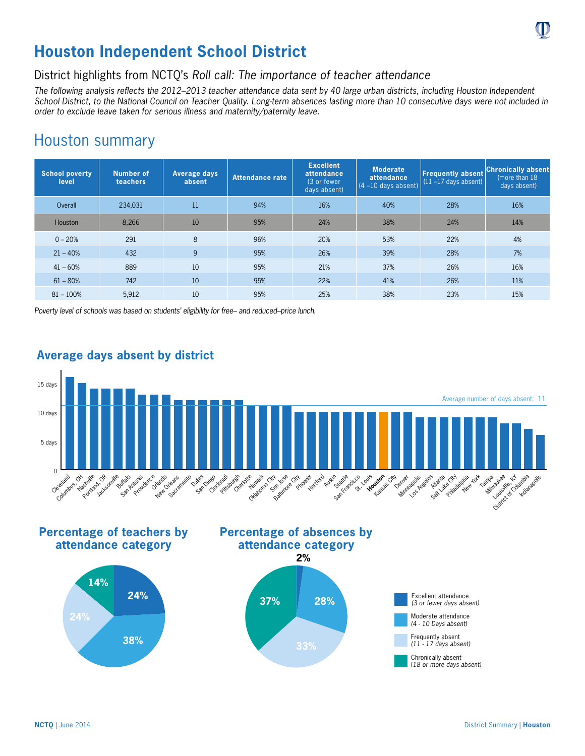# Houston Independent School District

## District highlights from NCTQ's *Roll call: The importance of teacher attendance*

*The following analysis reflects the 2012–2013 teacher attendance data sent by 40 large urban districts, including Houston Independent School District, to the National Council on Teacher Quality. Long-term absences lasting more than 10 consecutive days were not included in order to exclude leave taken for serious illness and maternity/paternity leave.*

## Houston summary

| School poverty level | Number of teachers | Average days absent | Attendance rate | Excellent attendance (3 or fewer days absent) | Moderate attendance (4 –10 days absent) | Frequently absent (11 –17 days absent) | Chronically absent (more than 18 days absent) |
|---|---|---|---|---|---|---|---|
| Overall | 234,031 | 11 | 94% | 16% | 40% | 28% | 16% |
| Houston | 8,266 | 10 | 95% | 24% | 38% | 24% | 14% |
| 0 – 20% | 291 | 8 | 96% | 20% | 53% | 22% | 4% |
| 21 – 40% | 432 | 9 | 95% | 26% | 39% | 28% | 7% |
| 41 – 60% | 889 | 10 | 95% | 21% | 37% | 26% | 16% |
| 61 – 80% | 742 | 10 | 95% | 22% | 41% | 26% | 11% |
| 81 – 100% | 5,912 | 10 | 95% | 25% | 38% | 23% | 15% |

*Poverty level of schools was based on students' eligibility for free– and reduced–price lunch.*

### Average days absent by district

Average number of days absent: 11

| District | Days |
|---|---|
| Cleveland | 16 |
| Columbus, OH | 15 |
| Nashville | 14 |
| Portland, OR | 14 |
| Jacksonville | 14 |
| Buffalo | 14 |
| San Antonio | 13 |
| Providence | 13 |
| Orlando | 13 |
| New Orleans | 12 |
| Sacramento | 12 |
| Dallas | 12 |
| San Diego | 12 |
| Cincinnati | 12 |
| Pittsburgh | 12 |
| Charlotte | 11 |
| Newark | 11 |
| Oklahoma City | 11 |
| San Jose | 11 |
| Baltimore City | 10 |
| Phoenix | 10 |
| Hartford | 10 |
| Austin | 10 |
| Seattle | 10 |
| San Francisco | 10 |
| St. Louis | 10 |
| **Houston** | 10 |
| Kansas City | 10 |
| Denver | 10 |
| Minneapolis | 9 |
| Los Angeles | 9 |
| Atlanta | 9 |
| Salt Lake City | 9 |
| Philadelphia | 9 |
| New York | 9 |
| Tampa | 9 |
| Milwaukee | 8 |
| Louisville, KY | 8 |
| District of Columbia | 7 |
| Indianapolis | 6 |

### Percentage of teachers by attendance category

- Excellent attendance (3 or fewer days absent): 24%
- Moderate attendance (4 - 10 Days absent): 38%
- Frequently absent (11 - 17 days absent): 24%
- Chronically absent (18 or more days absent): 14%

### Percentage of absences by attendance category

- Excellent attendance (3 or fewer days absent): 2%
- Moderate attendance (4 - 10 Days absent): 28%
- Frequently absent (11 - 17 days absent): 33%
- Chronically absent (18 or more days absent): 37%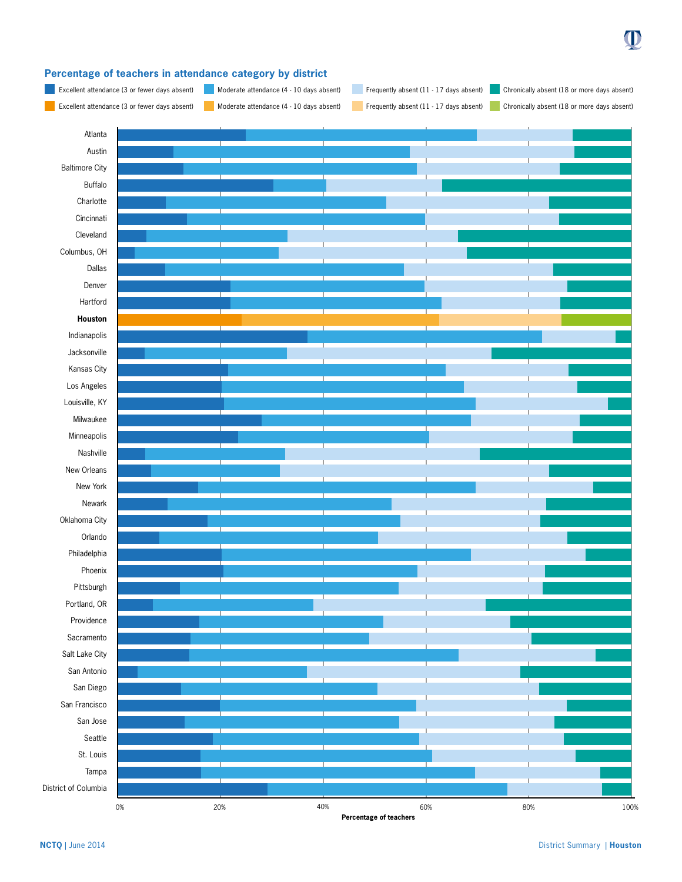## Percentage of teachers in attendance category by district

Excellent attendance (3 or fewer days absent)
Moderate attendance (4 - 10 days absent)
Frequently absent (11 - 17 days absent)
Chronically absent (18 or more days absent)

Excellent attendance (3 or fewer days absent)
Moderate attendance (4 - 10 days absent)
Frequently absent (11 - 17 days absent)
Chronically absent (18 or more days absent)

Atlanta
Austin
Baltimore City
Buffalo
Charlotte
Cincinnati
Cleveland
Columbus, OH
Dallas
Denver
Hartford
**Houston**
Indianapolis
Jacksonville
Kansas City
Los Angeles
Louisville, KY
Milwaukee
Minneapolis
Nashville
New Orleans
New York
Newark
Oklahoma City
Orlando
Philadelphia
Phoenix
Pittsburgh
Portland, OR
Providence
Sacramento
Salt Lake City
San Antonio
San Diego
San Francisco
San Jose
Seattle
St. Louis
Tampa
District of Columbia

0%
20%
40%
60%
80%
100%

**Percentage of teachers**